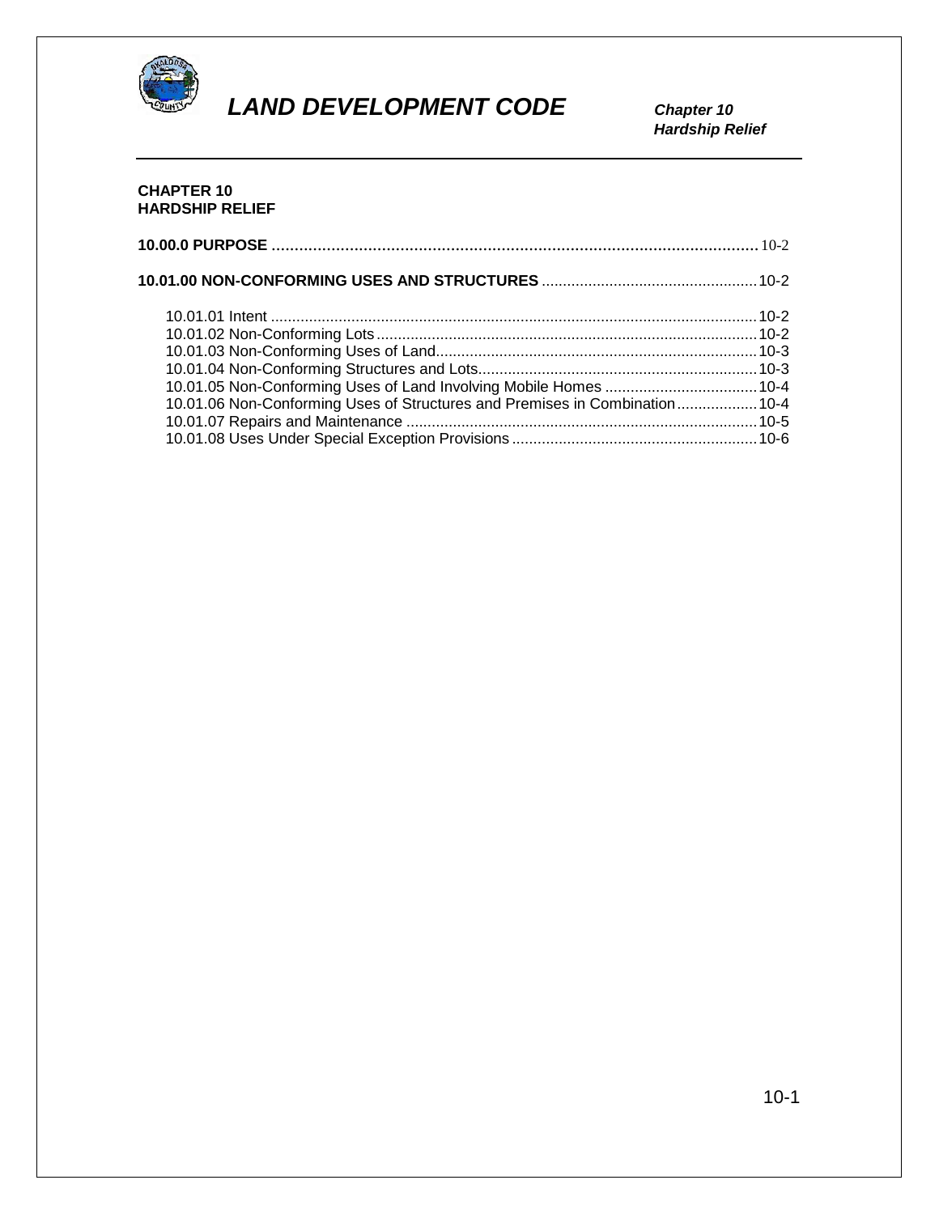# CHAPTER 10
# HARDSHIP RELIEF

**10.00.0 PURPOSE** .......... 10-2

**10.01.00 NON-CONFORMING USES AND STRUCTURES** .......... 10-2

- 10.01.01 Intent .......... 10-2
- 10.01.02 Non-Conforming Lots .......... 10-2
- 10.01.03 Non-Conforming Uses of Land .......... 10-3
- 10.01.04 Non-Conforming Structures and Lots .......... 10-3
- 10.01.05 Non-Conforming Uses of Land Involving Mobile Homes .......... 10-4
- 10.01.06 Non-Conforming Uses of Structures and Premises in Combination .......... 10-4
- 10.01.07 Repairs and Maintenance .......... 10-5
- 10.01.08 Uses Under Special Exception Provisions .......... 10-6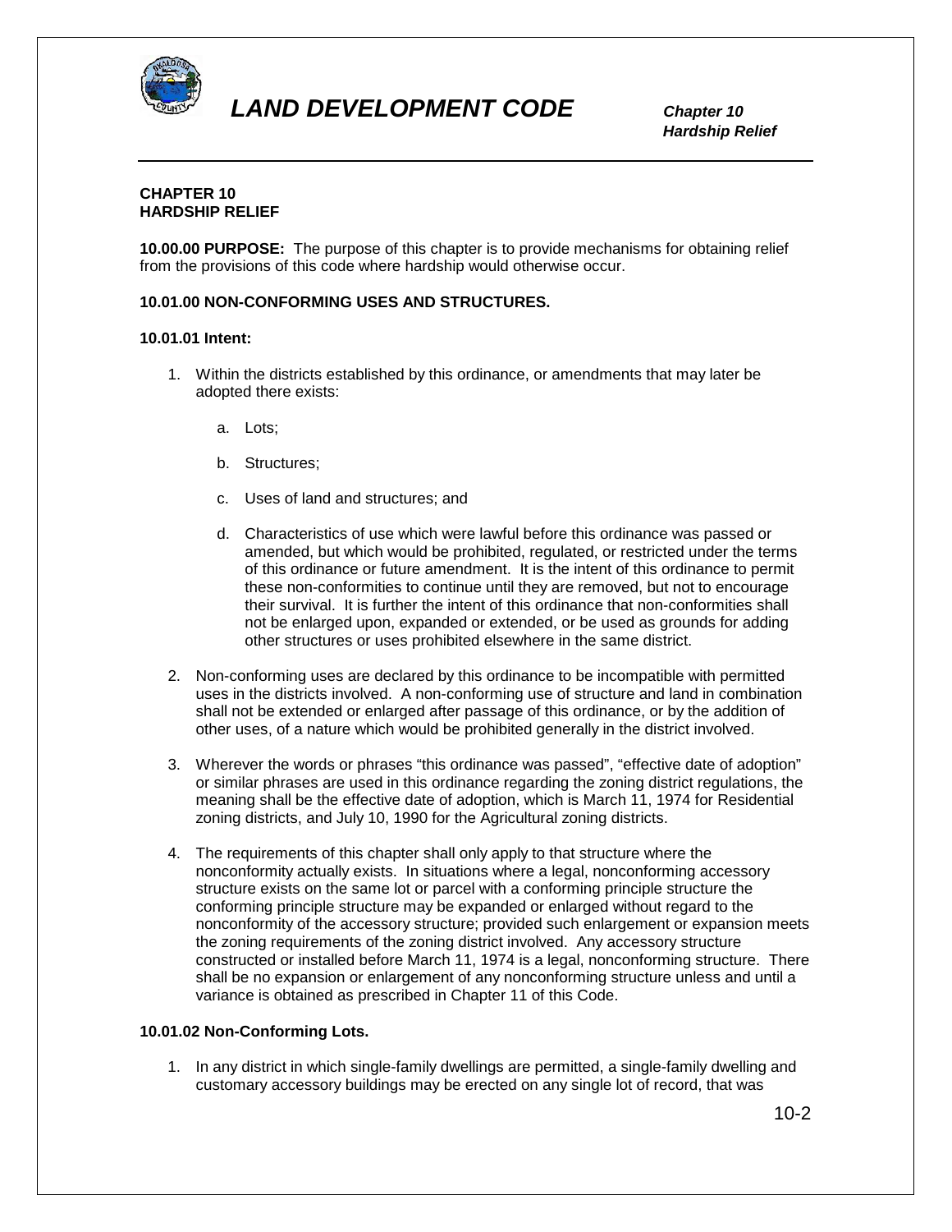## CHAPTER 10
## HARDSHIP RELIEF

**10.00.00 PURPOSE:** The purpose of this chapter is to provide mechanisms for obtaining relief from the provisions of this code where hardship would otherwise occur.

### 10.01.00 NON-CONFORMING USES AND STRUCTURES.

#### 10.01.01 Intent:

1. Within the districts established by this ordinance, or amendments that may later be adopted there exists:

   a. Lots;

   b. Structures;

   c. Uses of land and structures; and

   d. Characteristics of use which were lawful before this ordinance was passed or amended, but which would be prohibited, regulated, or restricted under the terms of this ordinance or future amendment. It is the intent of this ordinance to permit these non-conformities to continue until they are removed, but not to encourage their survival. It is further the intent of this ordinance that non-conformities shall not be enlarged upon, expanded or extended, or be used as grounds for adding other structures or uses prohibited elsewhere in the same district.

2. Non-conforming uses are declared by this ordinance to be incompatible with permitted uses in the districts involved. A non-conforming use of structure and land in combination shall not be extended or enlarged after passage of this ordinance, or by the addition of other uses, of a nature which would be prohibited generally in the district involved.

3. Wherever the words or phrases "this ordinance was passed", "effective date of adoption" or similar phrases are used in this ordinance regarding the zoning district regulations, the meaning shall be the effective date of adoption, which is March 11, 1974 for Residential zoning districts, and July 10, 1990 for the Agricultural zoning districts.

4. The requirements of this chapter shall only apply to that structure where the nonconformity actually exists. In situations where a legal, nonconforming accessory structure exists on the same lot or parcel with a conforming principle structure the conforming principle structure may be expanded or enlarged without regard to the nonconformity of the accessory structure; provided such enlargement or expansion meets the zoning requirements of the zoning district involved. Any accessory structure constructed or installed before March 11, 1974 is a legal, nonconforming structure. There shall be no expansion or enlargement of any nonconforming structure unless and until a variance is obtained as prescribed in Chapter 11 of this Code.

#### 10.01.02 Non-Conforming Lots.

1. In any district in which single-family dwellings are permitted, a single-family dwelling and customary accessory buildings may be erected on any single lot of record, that was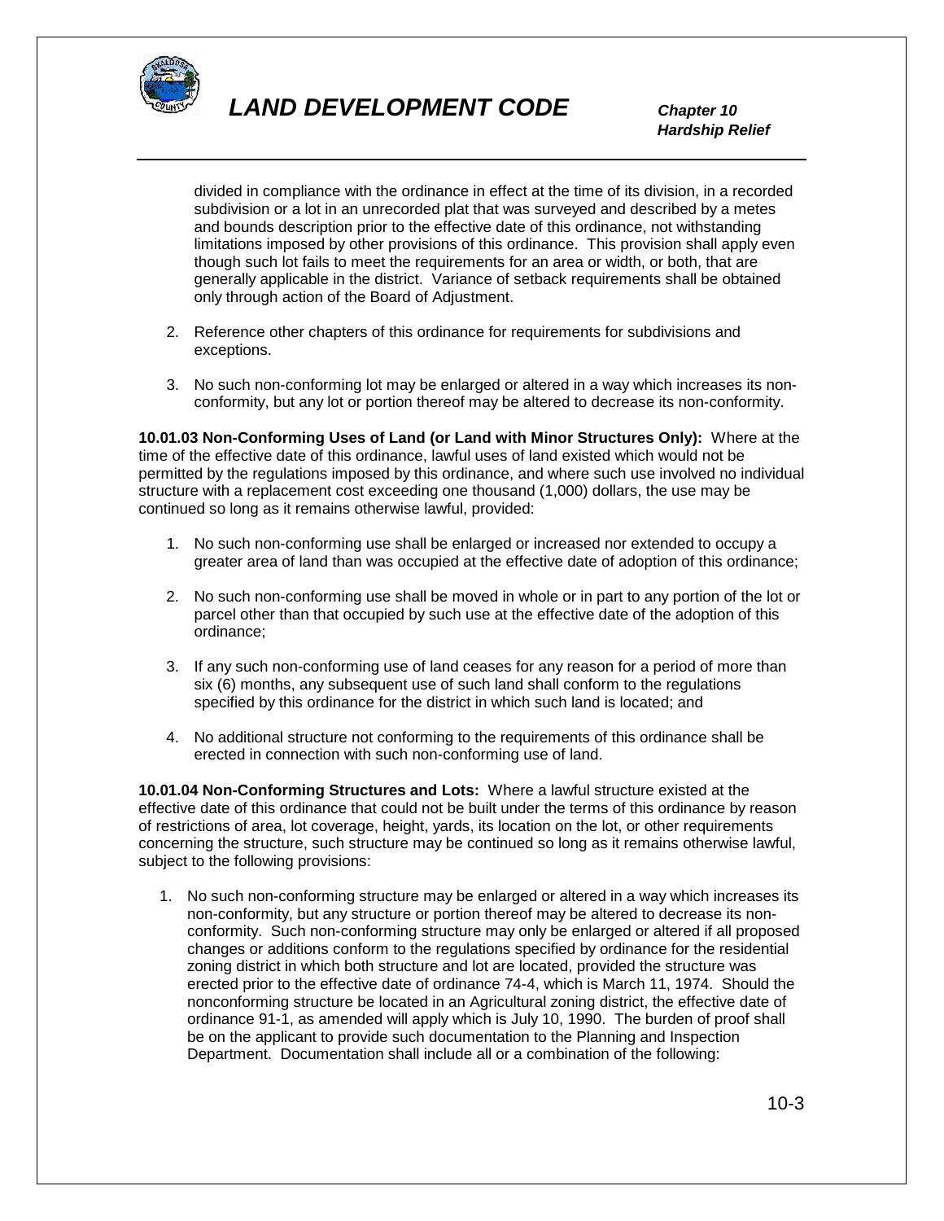divided in compliance with the ordinance in effect at the time of its division, in a recorded subdivision or a lot in an unrecorded plat that was surveyed and described by a metes and bounds description prior to the effective date of this ordinance, not withstanding limitations imposed by other provisions of this ordinance. This provision shall apply even though such lot fails to meet the requirements for an area or width, or both, that are generally applicable in the district. Variance of setback requirements shall be obtained only through action of the Board of Adjustment.

2. Reference other chapters of this ordinance for requirements for subdivisions and exceptions.

3. No such non-conforming lot may be enlarged or altered in a way which increases its non-conformity, but any lot or portion thereof may be altered to decrease its non-conformity.

**10.01.03 Non-Conforming Uses of Land (or Land with Minor Structures Only):** Where at the time of the effective date of this ordinance, lawful uses of land existed which would not be permitted by the regulations imposed by this ordinance, and where such use involved no individual structure with a replacement cost exceeding one thousand (1,000) dollars, the use may be continued so long as it remains otherwise lawful, provided:

1. No such non-conforming use shall be enlarged or increased nor extended to occupy a greater area of land than was occupied at the effective date of adoption of this ordinance;

2. No such non-conforming use shall be moved in whole or in part to any portion of the lot or parcel other than that occupied by such use at the effective date of the adoption of this ordinance;

3. If any such non-conforming use of land ceases for any reason for a period of more than six (6) months, any subsequent use of such land shall conform to the regulations specified by this ordinance for the district in which such land is located; and

4. No additional structure not conforming to the requirements of this ordinance shall be erected in connection with such non-conforming use of land.

**10.01.04 Non-Conforming Structures and Lots:** Where a lawful structure existed at the effective date of this ordinance that could not be built under the terms of this ordinance by reason of restrictions of area, lot coverage, height, yards, its location on the lot, or other requirements concerning the structure, such structure may be continued so long as it remains otherwise lawful, subject to the following provisions:

1. No such non-conforming structure may be enlarged or altered in a way which increases its non-conformity, but any structure or portion thereof may be altered to decrease its non-conformity. Such non-conforming structure may only be enlarged or altered if all proposed changes or additions conform to the regulations specified by ordinance for the residential zoning district in which both structure and lot are located, provided the structure was erected prior to the effective date of ordinance 74-4, which is March 11, 1974. Should the nonconforming structure be located in an Agricultural zoning district, the effective date of ordinance 91-1, as amended will apply which is July 10, 1990. The burden of proof shall be on the applicant to provide such documentation to the Planning and Inspection Department. Documentation shall include all or a combination of the following: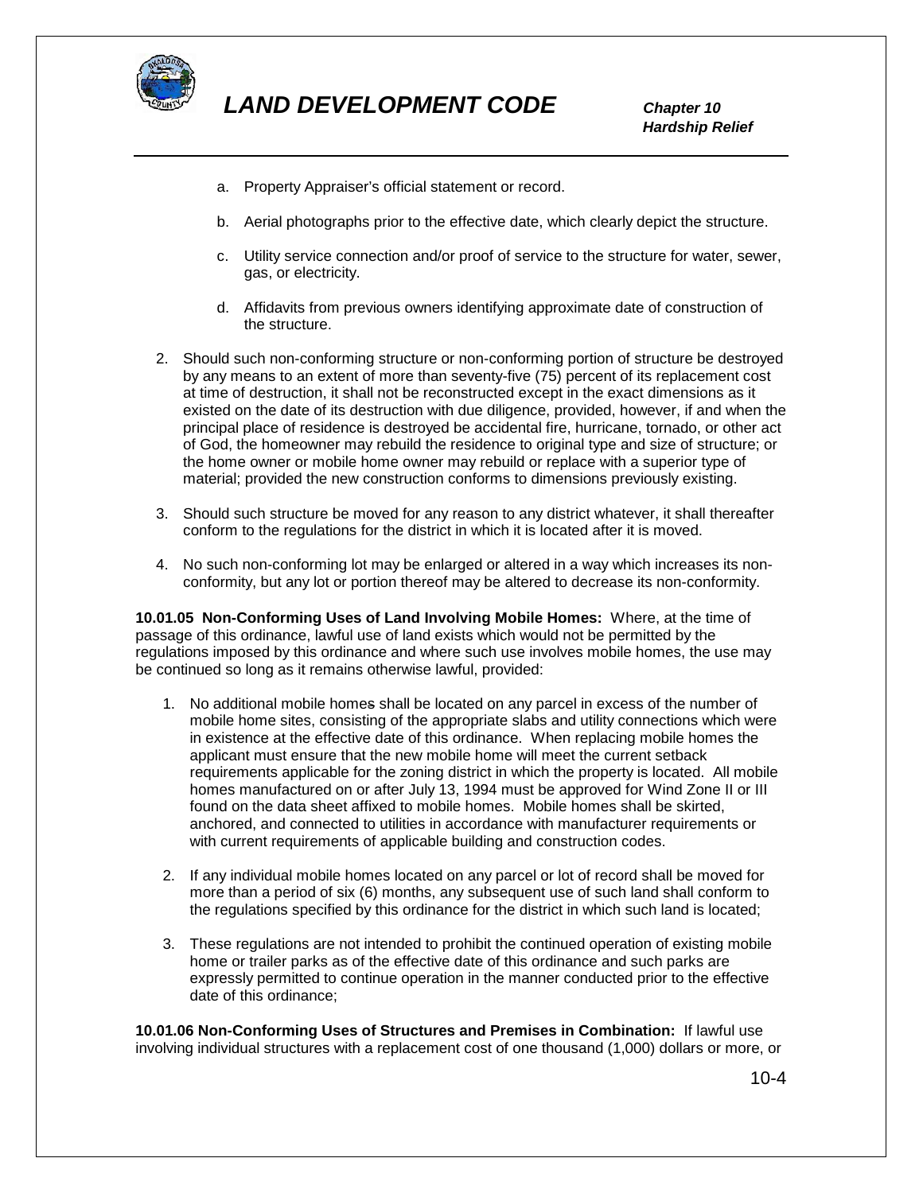a. Property Appraiser's official statement or record.

b. Aerial photographs prior to the effective date, which clearly depict the structure.

c. Utility service connection and/or proof of service to the structure for water, sewer, gas, or electricity.

d. Affidavits from previous owners identifying approximate date of construction of the structure.

2. Should such non-conforming structure or non-conforming portion of structure be destroyed by any means to an extent of more than seventy-five (75) percent of its replacement cost at time of destruction, it shall not be reconstructed except in the exact dimensions as it existed on the date of its destruction with due diligence, provided, however, if and when the principal place of residence is destroyed be accidental fire, hurricane, tornado, or other act of God, the homeowner may rebuild the residence to original type and size of structure; or the home owner or mobile home owner may rebuild or replace with a superior type of material; provided the new construction conforms to dimensions previously existing.

3. Should such structure be moved for any reason to any district whatever, it shall thereafter conform to the regulations for the district in which it is located after it is moved.

4. No such non-conforming lot may be enlarged or altered in a way which increases its non-conformity, but any lot or portion thereof may be altered to decrease its non-conformity.

**10.01.05 Non-Conforming Uses of Land Involving Mobile Homes:** Where, at the time of passage of this ordinance, lawful use of land exists which would not be permitted by the regulations imposed by this ordinance and where such use involves mobile homes, the use may be continued so long as it remains otherwise lawful, provided:

1. No additional mobile homes shall be located on any parcel in excess of the number of mobile home sites, consisting of the appropriate slabs and utility connections which were in existence at the effective date of this ordinance. When replacing mobile homes the applicant must ensure that the new mobile home will meet the current setback requirements applicable for the zoning district in which the property is located. All mobile homes manufactured on or after July 13, 1994 must be approved for Wind Zone II or III found on the data sheet affixed to mobile homes. Mobile homes shall be skirted, anchored, and connected to utilities in accordance with manufacturer requirements or with current requirements of applicable building and construction codes.

2. If any individual mobile homes located on any parcel or lot of record shall be moved for more than a period of six (6) months, any subsequent use of such land shall conform to the regulations specified by this ordinance for the district in which such land is located;

3. These regulations are not intended to prohibit the continued operation of existing mobile home or trailer parks as of the effective date of this ordinance and such parks are expressly permitted to continue operation in the manner conducted prior to the effective date of this ordinance;

**10.01.06 Non-Conforming Uses of Structures and Premises in Combination:** If lawful use involving individual structures with a replacement cost of one thousand (1,000) dollars or more, or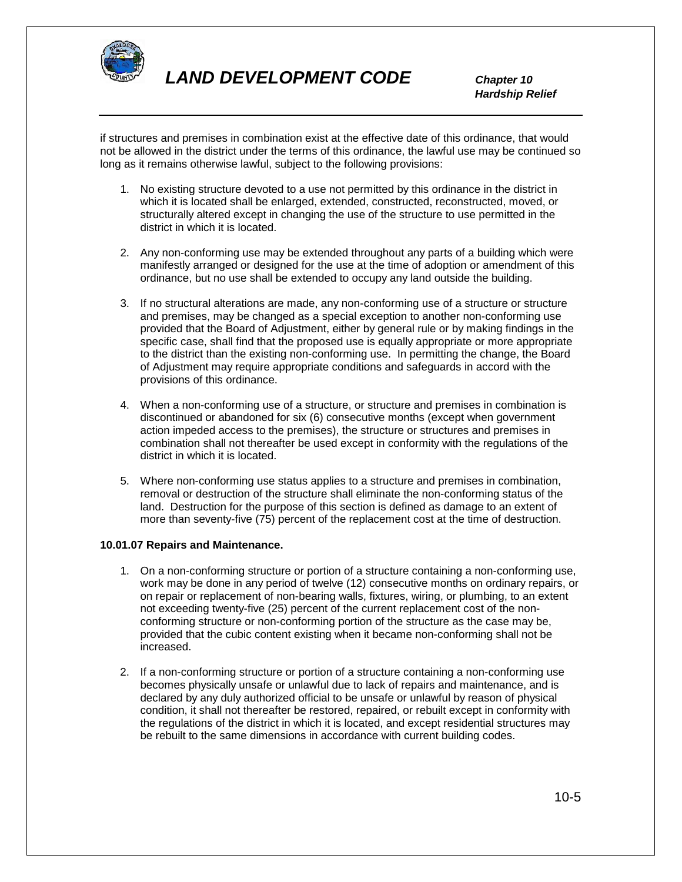if structures and premises in combination exist at the effective date of this ordinance, that would not be allowed in the district under the terms of this ordinance, the lawful use may be continued so long as it remains otherwise lawful, subject to the following provisions:

1. No existing structure devoted to a use not permitted by this ordinance in the district in which it is located shall be enlarged, extended, constructed, reconstructed, moved, or structurally altered except in changing the use of the structure to use permitted in the district in which it is located.

2. Any non-conforming use may be extended throughout any parts of a building which were manifestly arranged or designed for the use at the time of adoption or amendment of this ordinance, but no use shall be extended to occupy any land outside the building.

3. If no structural alterations are made, any non-conforming use of a structure or structure and premises, may be changed as a special exception to another non-conforming use provided that the Board of Adjustment, either by general rule or by making findings in the specific case, shall find that the proposed use is equally appropriate or more appropriate to the district than the existing non-conforming use. In permitting the change, the Board of Adjustment may require appropriate conditions and safeguards in accord with the provisions of this ordinance.

4. When a non-conforming use of a structure, or structure and premises in combination is discontinued or abandoned for six (6) consecutive months (except when government action impeded access to the premises), the structure or structures and premises in combination shall not thereafter be used except in conformity with the regulations of the district in which it is located.

5. Where non-conforming use status applies to a structure and premises in combination, removal or destruction of the structure shall eliminate the non-conforming status of the land. Destruction for the purpose of this section is defined as damage to an extent of more than seventy-five (75) percent of the replacement cost at the time of destruction.

**10.01.07 Repairs and Maintenance.**

1. On a non-conforming structure or portion of a structure containing a non-conforming use, work may be done in any period of twelve (12) consecutive months on ordinary repairs, or on repair or replacement of non-bearing walls, fixtures, wiring, or plumbing, to an extent not exceeding twenty-five (25) percent of the current replacement cost of the non-conforming structure or non-conforming portion of the structure as the case may be, provided that the cubic content existing when it became non-conforming shall not be increased.

2. If a non-conforming structure or portion of a structure containing a non-conforming use becomes physically unsafe or unlawful due to lack of repairs and maintenance, and is declared by any duly authorized official to be unsafe or unlawful by reason of physical condition, it shall not thereafter be restored, repaired, or rebuilt except in conformity with the regulations of the district in which it is located, and except residential structures may be rebuilt to the same dimensions in accordance with current building codes.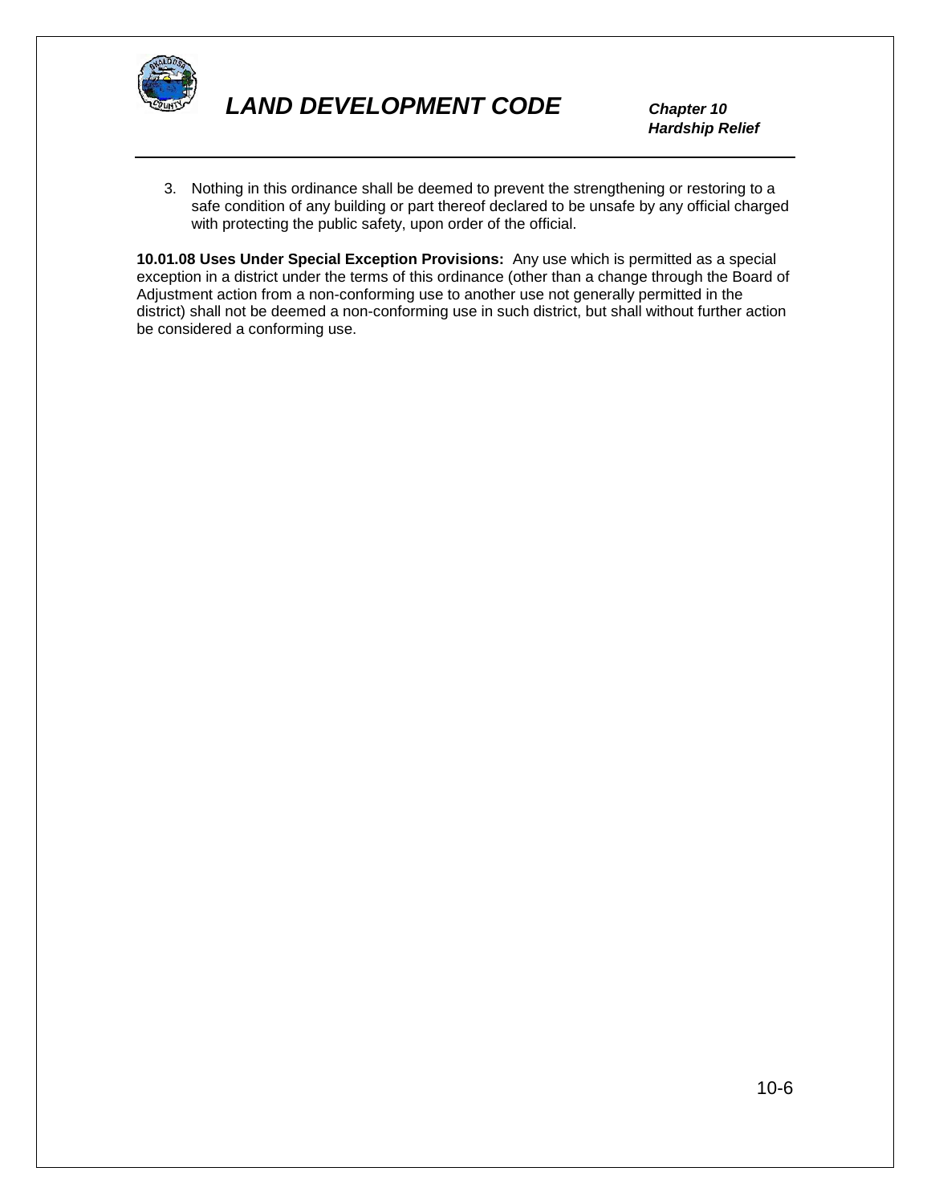3. Nothing in this ordinance shall be deemed to prevent the strengthening or restoring to a safe condition of any building or part thereof declared to be unsafe by any official charged with protecting the public safety, upon order of the official.

**10.01.08 Uses Under Special Exception Provisions:** Any use which is permitted as a special exception in a district under the terms of this ordinance (other than a change through the Board of Adjustment action from a non-conforming use to another use not generally permitted in the district) shall not be deemed a non-conforming use in such district, but shall without further action be considered a conforming use.